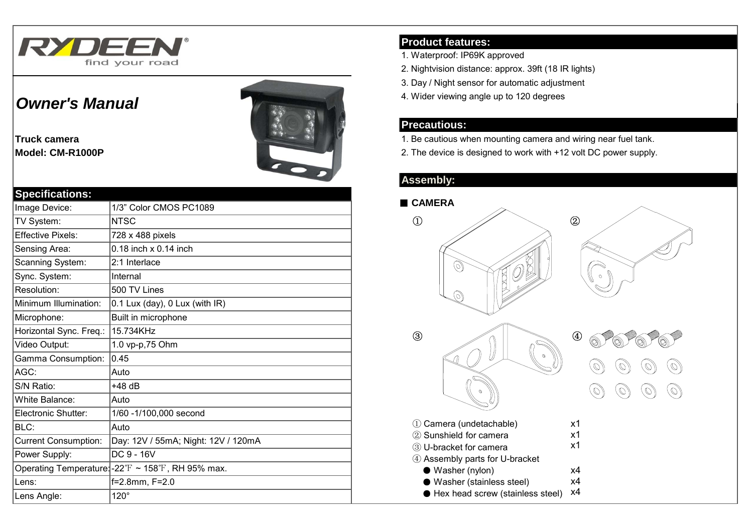RYDEEN
find your road

# Owner's Manual

**Truck camera**
**Model: CM-R1000P**

## Specifications:

| Image Device: | 1/3" Color CMOS PC1089 |
|---|---|
| TV System: | NTSC |
| Effective Pixels: | 728 x 488 pixels |
| Sensing Area: | 0.18 inch x 0.14 inch |
| Scanning System: | 2:1 Interlace |
| Sync. System: | Internal |
| Resolution: | 500 TV Lines |
| Minimum Illumination: | 0.1 Lux (day), 0 Lux (with IR) |
| Microphone: | Built in microphone |
| Horizontal Sync. Freq.: | 15.734KHz |
| Video Output: | 1.0 vp-p,75 Ohm |
| Gamma Consumption: | 0.45 |
| AGC: | Auto |
| S/N Ratio: | +48 dB |
| White Balance: | Auto |
| Electronic Shutter: | 1/60 -1/100,000 second |
| BLC: | Auto |
| Current Consumption: | Day: 12V / 55mA; Night: 12V / 120mA |
| Power Supply: | DC 9 - 16V |
| Operating Temperature: | -22℉ ~ 158℉, RH 95% max. |
| Lens: | f=2.8mm, F=2.0 |
| Lens Angle: | 120° |

## Product features:

1. Waterproof: IP69K approved
2. Nightvision distance: approx. 39ft (18 IR lights)
3. Day / Night sensor for automatic adjustment
4. Wider viewing angle up to 120 degrees

## Precautious:

1. Be cautious when mounting camera and wiring near fuel tank.
2. The device is designed to work with +12 volt DC power supply.

## Assembly:

### ■ CAMERA

①　②　③　④

| Part | Qty |
|---|---|
| ① Camera (undetachable) | x1 |
| ② Sunshield for camera | x1 |
| ③ U-bracket for camera | x1 |
| ④ Assembly parts for U-bracket | |
| ● Washer (nylon) | x4 |
| ● Washer (stainless steel) | x4 |
| ● Hex head screw (stainless steel) | x4 |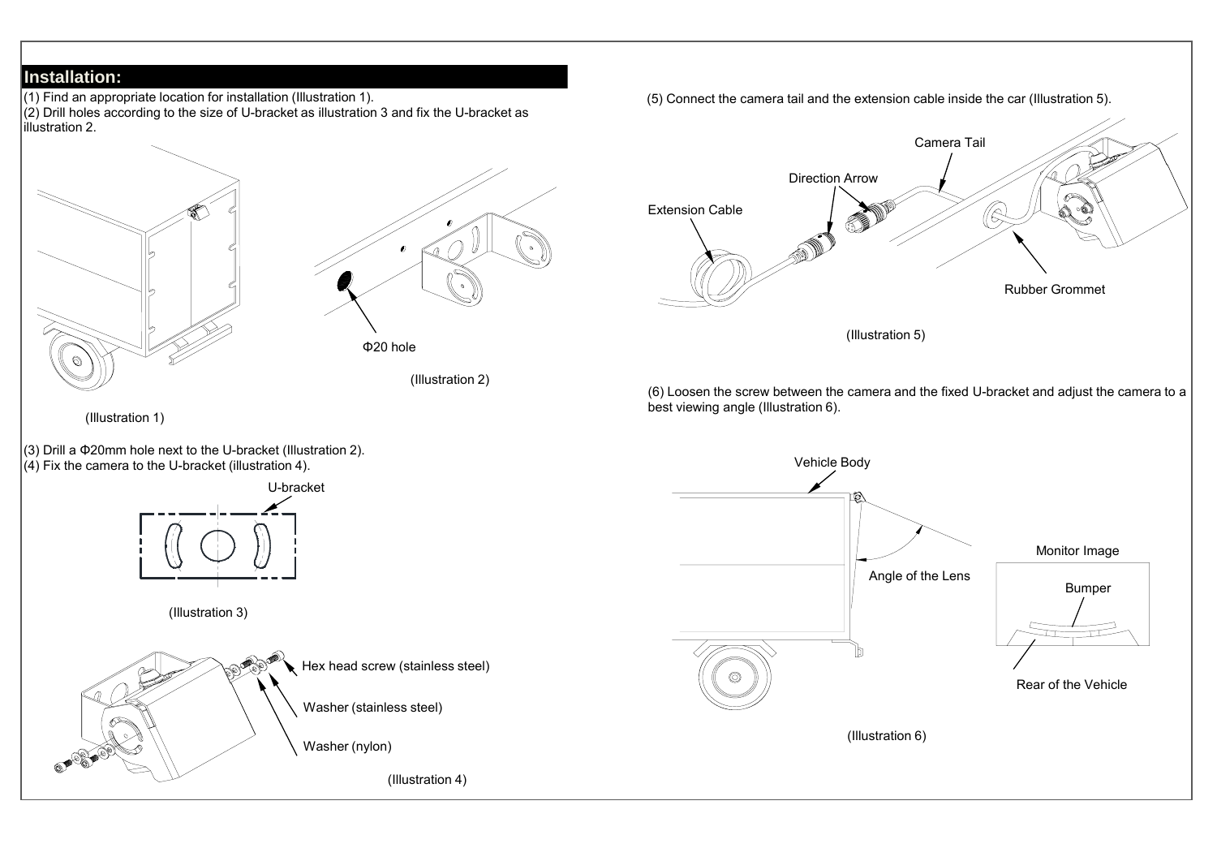## Installation:

(1) Find an appropriate location for installation (Illustration 1).
(2) Drill holes according to the size of U-bracket as illustration 3 and fix the U-bracket as illustration 2.

(Illustration 1)

Φ20 hole

(Illustration 2)

(3) Drill a Φ20mm hole next to the U-bracket (Illustration 2).
(4) Fix the camera to the U-bracket (illustration 4).

U-bracket

(Illustration 3)

Hex head screw (stainless steel)

Washer (stainless steel)

Washer (nylon)

(Illustration 4)

(5) Connect the camera tail and the extension cable inside the car (Illustration 5).

Camera Tail

Direction Arrow

Extension Cable

Rubber Grommet

(Illustration 5)

(6) Loosen the screw between the camera and the fixed U-bracket and adjust the camera to a best viewing angle (Illustration 6).

Vehicle Body

Angle of the Lens

Monitor Image

Bumper

Rear of the Vehicle

(Illustration 6)